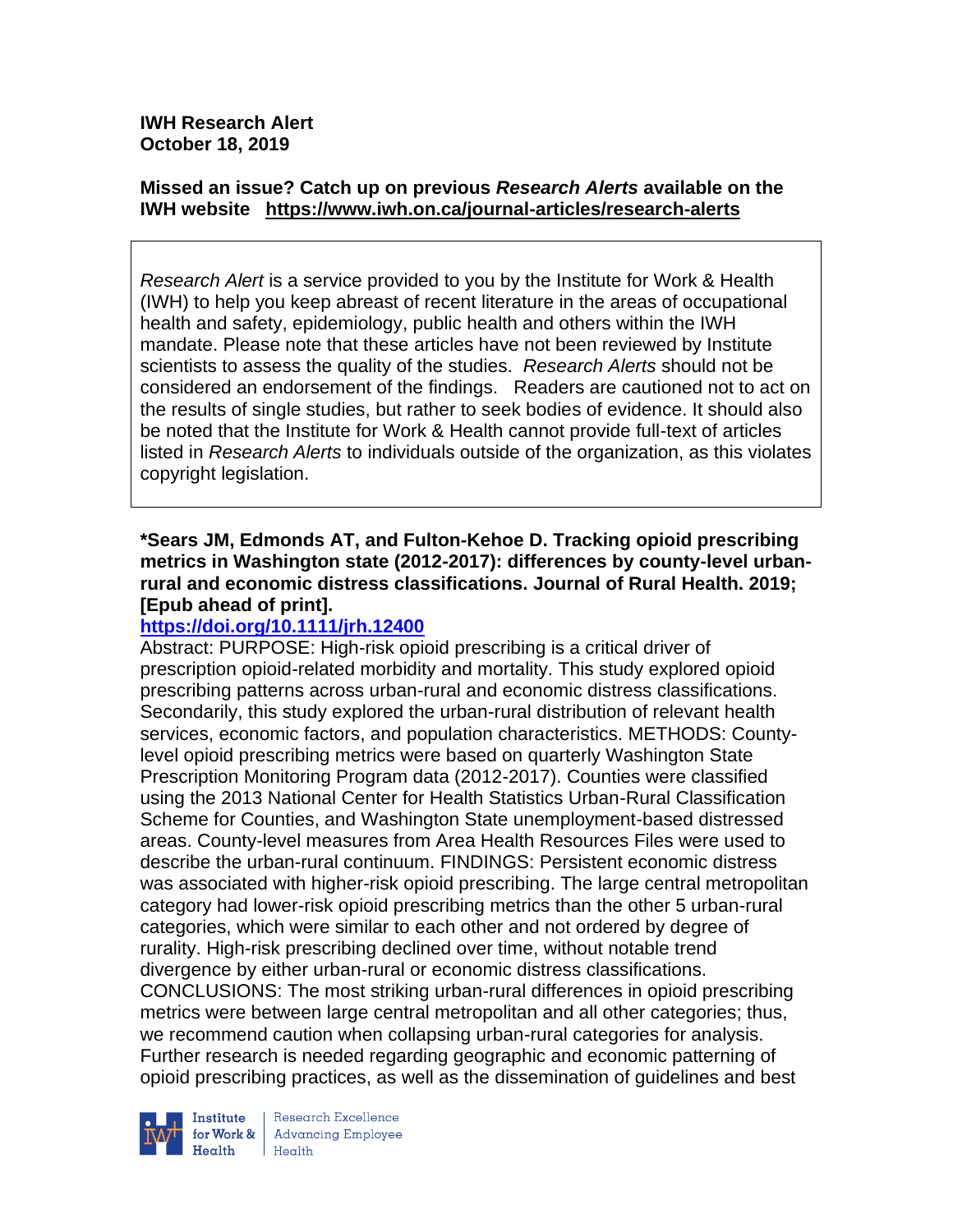**IWH Research Alert**
**October 18, 2019**

**Missed an issue? Catch up on previous *Research Alerts* available on the IWH website https://www.iwh.on.ca/journal-articles/research-alerts**

*Research Alert* is a service provided to you by the Institute for Work & Health (IWH) to help you keep abreast of recent literature in the areas of occupational health and safety, epidemiology, public health and others within the IWH mandate. Please note that these articles have not been reviewed by Institute scientists to assess the quality of the studies. *Research Alerts* should not be considered an endorsement of the findings. Readers are cautioned not to act on the results of single studies, but rather to seek bodies of evidence. It should also be noted that the Institute for Work & Health cannot provide full-text of articles listed in *Research Alerts* to individuals outside of the organization, as this violates copyright legislation.

**\*Sears JM, Edmonds AT, and Fulton-Kehoe D. Tracking opioid prescribing metrics in Washington state (2012-2017): differences by county-level urban-rural and economic distress classifications. Journal of Rural Health. 2019; [Epub ahead of print].**

**https://doi.org/10.1111/jrh.12400**

Abstract: PURPOSE: High-risk opioid prescribing is a critical driver of prescription opioid-related morbidity and mortality. This study explored opioid prescribing patterns across urban-rural and economic distress classifications. Secondarily, this study explored the urban-rural distribution of relevant health services, economic factors, and population characteristics. METHODS: County-level opioid prescribing metrics were based on quarterly Washington State Prescription Monitoring Program data (2012-2017). Counties were classified using the 2013 National Center for Health Statistics Urban-Rural Classification Scheme for Counties, and Washington State unemployment-based distressed areas. County-level measures from Area Health Resources Files were used to describe the urban-rural continuum. FINDINGS: Persistent economic distress was associated with higher-risk opioid prescribing. The large central metropolitan category had lower-risk opioid prescribing metrics than the other 5 urban-rural categories, which were similar to each other and not ordered by degree of rurality. High-risk prescribing declined over time, without notable trend divergence by either urban-rural or economic distress classifications. CONCLUSIONS: The most striking urban-rural differences in opioid prescribing metrics were between large central metropolitan and all other categories; thus, we recommend caution when collapsing urban-rural categories for analysis. Further research is needed regarding geographic and economic patterning of opioid prescribing practices, as well as the dissemination of guidelines and best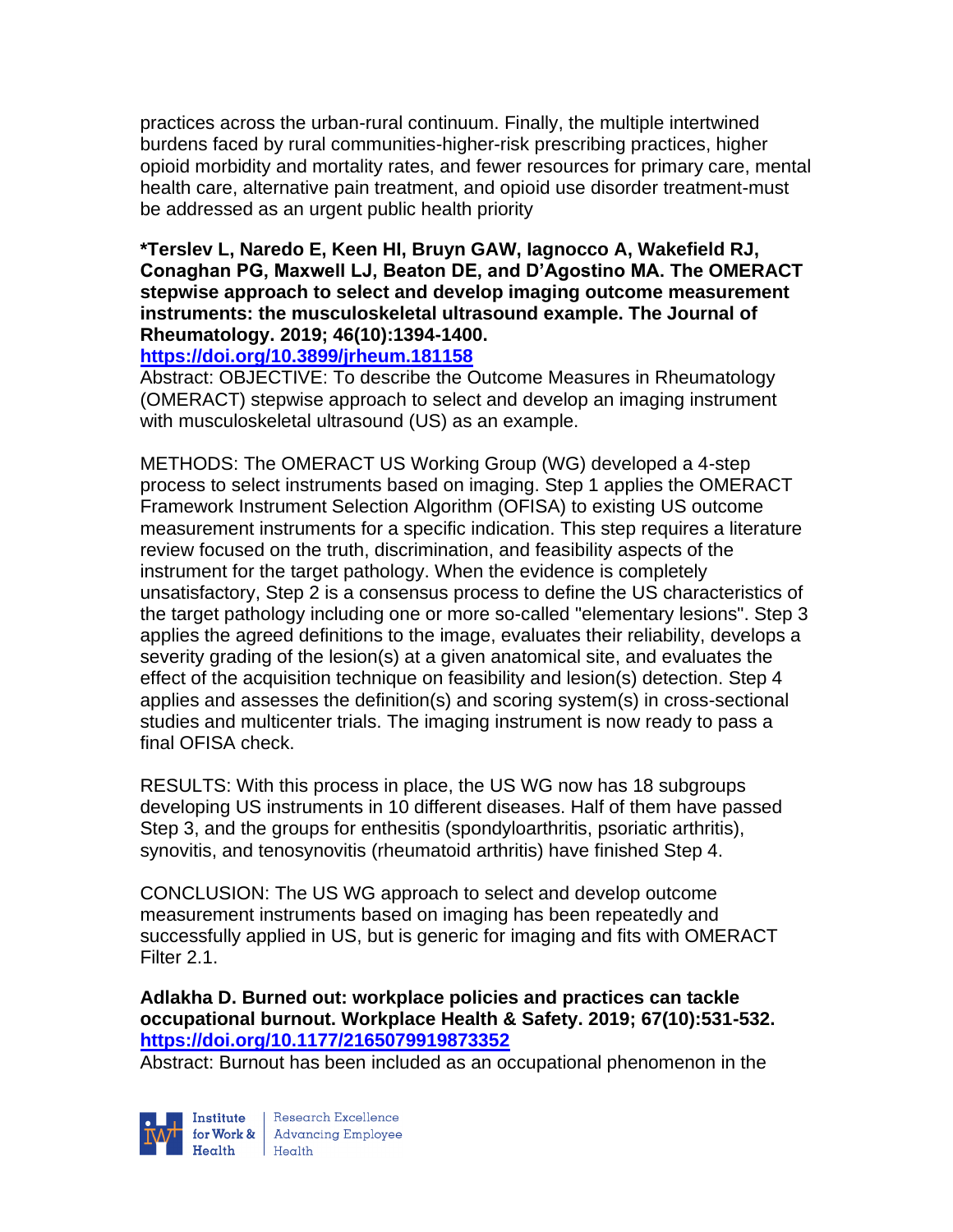practices across the urban-rural continuum. Finally, the multiple intertwined burdens faced by rural communities-higher-risk prescribing practices, higher opioid morbidity and mortality rates, and fewer resources for primary care, mental health care, alternative pain treatment, and opioid use disorder treatment-must be addressed as an urgent public health priority

**\*Terslev L, Naredo E, Keen HI, Bruyn GAW, Iagnocco A, Wakefield RJ, Conaghan PG, Maxwell LJ, Beaton DE, and D'Agostino MA. The OMERACT stepwise approach to select and develop imaging outcome measurement instruments: the musculoskeletal ultrasound example. The Journal of Rheumatology. 2019; 46(10):1394-1400.**
**https://doi.org/10.3899/jrheum.181158**
Abstract: OBJECTIVE: To describe the Outcome Measures in Rheumatology (OMERACT) stepwise approach to select and develop an imaging instrument with musculoskeletal ultrasound (US) as an example.

METHODS: The OMERACT US Working Group (WG) developed a 4-step process to select instruments based on imaging. Step 1 applies the OMERACT Framework Instrument Selection Algorithm (OFISA) to existing US outcome measurement instruments for a specific indication. This step requires a literature review focused on the truth, discrimination, and feasibility aspects of the instrument for the target pathology. When the evidence is completely unsatisfactory, Step 2 is a consensus process to define the US characteristics of the target pathology including one or more so-called "elementary lesions". Step 3 applies the agreed definitions to the image, evaluates their reliability, develops a severity grading of the lesion(s) at a given anatomical site, and evaluates the effect of the acquisition technique on feasibility and lesion(s) detection. Step 4 applies and assesses the definition(s) and scoring system(s) in cross-sectional studies and multicenter trials. The imaging instrument is now ready to pass a final OFISA check.

RESULTS: With this process in place, the US WG now has 18 subgroups developing US instruments in 10 different diseases. Half of them have passed Step 3, and the groups for enthesitis (spondyloarthritis, psoriatic arthritis), synovitis, and tenosynovitis (rheumatoid arthritis) have finished Step 4.

CONCLUSION: The US WG approach to select and develop outcome measurement instruments based on imaging has been repeatedly and successfully applied in US, but is generic for imaging and fits with OMERACT Filter 2.1.

**Adlakha D. Burned out: workplace policies and practices can tackle occupational burnout. Workplace Health & Safety. 2019; 67(10):531-532.**
**https://doi.org/10.1177/2165079919873352**
Abstract: Burnout has been included as an occupational phenomenon in the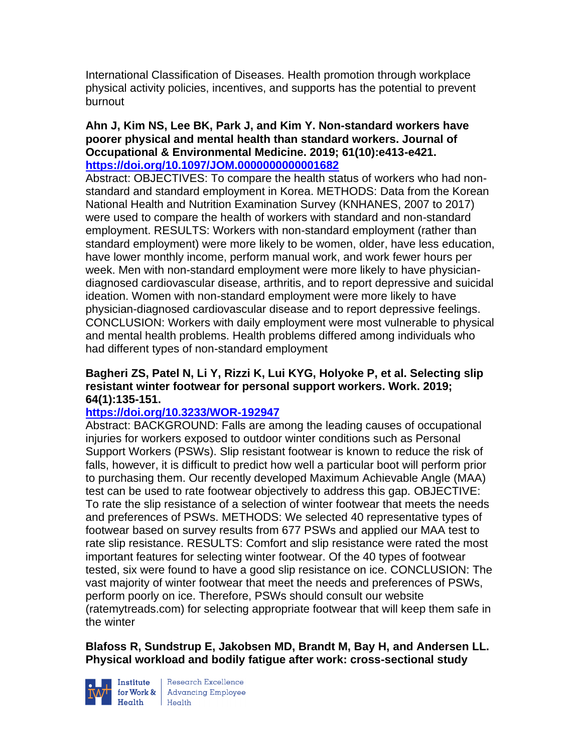International Classification of Diseases. Health promotion through workplace physical activity policies, incentives, and supports has the potential to prevent burnout

**Ahn J, Kim NS, Lee BK, Park J, and Kim Y. Non-standard workers have poorer physical and mental health than standard workers. Journal of Occupational & Environmental Medicine. 2019; 61(10):e413-e421. https://doi.org/10.1097/JOM.0000000000001682**

Abstract: OBJECTIVES: To compare the health status of workers who had non-standard and standard employment in Korea. METHODS: Data from the Korean National Health and Nutrition Examination Survey (KNHANES, 2007 to 2017) were used to compare the health of workers with standard and non-standard employment. RESULTS: Workers with non-standard employment (rather than standard employment) were more likely to be women, older, have less education, have lower monthly income, perform manual work, and work fewer hours per week. Men with non-standard employment were more likely to have physician-diagnosed cardiovascular disease, arthritis, and to report depressive and suicidal ideation. Women with non-standard employment were more likely to have physician-diagnosed cardiovascular disease and to report depressive feelings. CONCLUSION: Workers with daily employment were most vulnerable to physical and mental health problems. Health problems differed among individuals who had different types of non-standard employment

**Bagheri ZS, Patel N, Li Y, Rizzi K, Lui KYG, Holyoke P, et al. Selecting slip resistant winter footwear for personal support workers. Work. 2019; 64(1):135-151.**
**https://doi.org/10.3233/WOR-192947**

Abstract: BACKGROUND: Falls are among the leading causes of occupational injuries for workers exposed to outdoor winter conditions such as Personal Support Workers (PSWs). Slip resistant footwear is known to reduce the risk of falls, however, it is difficult to predict how well a particular boot will perform prior to purchasing them. Our recently developed Maximum Achievable Angle (MAA) test can be used to rate footwear objectively to address this gap. OBJECTIVE: To rate the slip resistance of a selection of winter footwear that meets the needs and preferences of PSWs. METHODS: We selected 40 representative types of footwear based on survey results from 677 PSWs and applied our MAA test to rate slip resistance. RESULTS: Comfort and slip resistance were rated the most important features for selecting winter footwear. Of the 40 types of footwear tested, six were found to have a good slip resistance on ice. CONCLUSION: The vast majority of winter footwear that meet the needs and preferences of PSWs, perform poorly on ice. Therefore, PSWs should consult our website (ratemytreads.com) for selecting appropriate footwear that will keep them safe in the winter

**Blafoss R, Sundstrup E, Jakobsen MD, Brandt M, Bay H, and Andersen LL. Physical workload and bodily fatigue after work: cross-sectional study**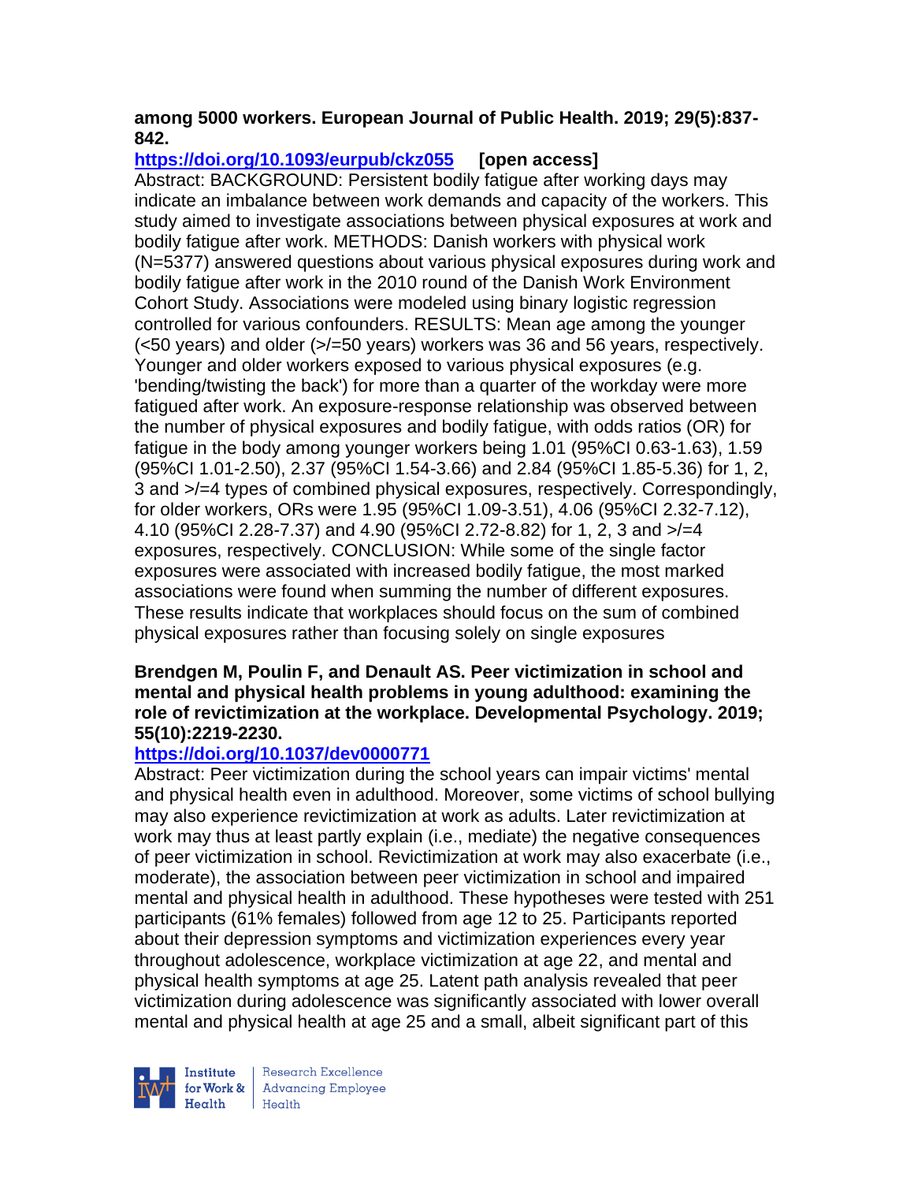**among 5000 workers. European Journal of Public Health. 2019; 29(5):837-842.**

**https://doi.org/10.1093/eurpub/ckz055** **[open access]**

Abstract: BACKGROUND: Persistent bodily fatigue after working days may indicate an imbalance between work demands and capacity of the workers. This study aimed to investigate associations between physical exposures at work and bodily fatigue after work. METHODS: Danish workers with physical work (N=5377) answered questions about various physical exposures during work and bodily fatigue after work in the 2010 round of the Danish Work Environment Cohort Study. Associations were modeled using binary logistic regression controlled for various confounders. RESULTS: Mean age among the younger (<50 years) and older (>/=50 years) workers was 36 and 56 years, respectively. Younger and older workers exposed to various physical exposures (e.g. 'bending/twisting the back') for more than a quarter of the workday were more fatigued after work. An exposure-response relationship was observed between the number of physical exposures and bodily fatigue, with odds ratios (OR) for fatigue in the body among younger workers being 1.01 (95%CI 0.63-1.63), 1.59 (95%CI 1.01-2.50), 2.37 (95%CI 1.54-3.66) and 2.84 (95%CI 1.85-5.36) for 1, 2, 3 and >/=4 types of combined physical exposures, respectively. Correspondingly, for older workers, ORs were 1.95 (95%CI 1.09-3.51), 4.06 (95%CI 2.32-7.12), 4.10 (95%CI 2.28-7.37) and 4.90 (95%CI 2.72-8.82) for 1, 2, 3 and >/=4 exposures, respectively. CONCLUSION: While some of the single factor exposures were associated with increased bodily fatigue, the most marked associations were found when summing the number of different exposures. These results indicate that workplaces should focus on the sum of combined physical exposures rather than focusing solely on single exposures

**Brendgen M, Poulin F, and Denault AS. Peer victimization in school and mental and physical health problems in young adulthood: examining the role of revictimization at the workplace. Developmental Psychology. 2019; 55(10):2219-2230.**

**https://doi.org/10.1037/dev0000771**

Abstract: Peer victimization during the school years can impair victims' mental and physical health even in adulthood. Moreover, some victims of school bullying may also experience revictimization at work as adults. Later revictimization at work may thus at least partly explain (i.e., mediate) the negative consequences of peer victimization in school. Revictimization at work may also exacerbate (i.e., moderate), the association between peer victimization in school and impaired mental and physical health in adulthood. These hypotheses were tested with 251 participants (61% females) followed from age 12 to 25. Participants reported about their depression symptoms and victimization experiences every year throughout adolescence, workplace victimization at age 22, and mental and physical health symptoms at age 25. Latent path analysis revealed that peer victimization during adolescence was significantly associated with lower overall mental and physical health at age 25 and a small, albeit significant part of this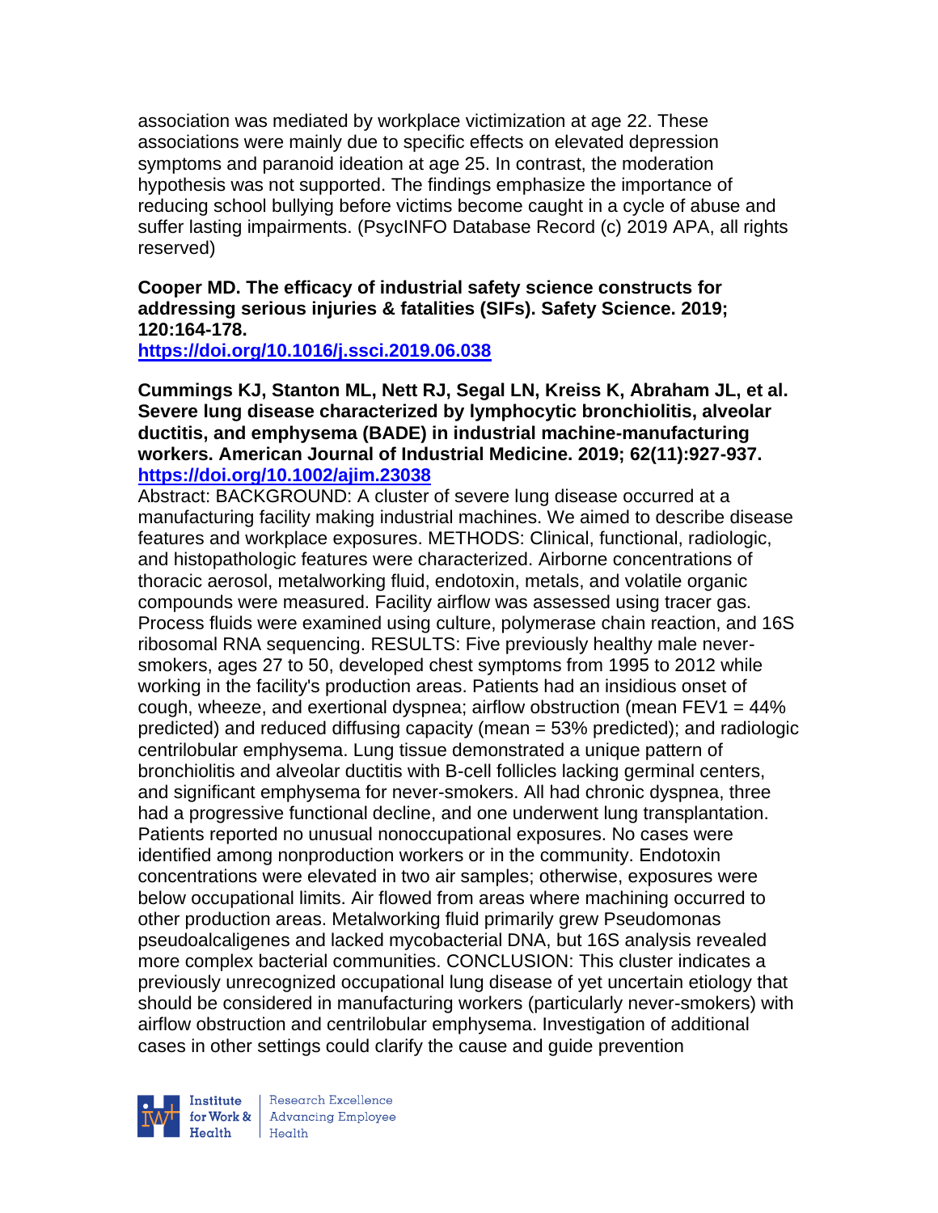association was mediated by workplace victimization at age 22. These associations were mainly due to specific effects on elevated depression symptoms and paranoid ideation at age 25. In contrast, the moderation hypothesis was not supported. The findings emphasize the importance of reducing school bullying before victims become caught in a cycle of abuse and suffer lasting impairments. (PsycINFO Database Record (c) 2019 APA, all rights reserved)

**Cooper MD. The efficacy of industrial safety science constructs for addressing serious injuries & fatalities (SIFs). Safety Science. 2019; 120:164-178.**
**https://doi.org/10.1016/j.ssci.2019.06.038**

**Cummings KJ, Stanton ML, Nett RJ, Segal LN, Kreiss K, Abraham JL, et al. Severe lung disease characterized by lymphocytic bronchiolitis, alveolar ductitis, and emphysema (BADE) in industrial machine-manufacturing workers. American Journal of Industrial Medicine. 2019; 62(11):927-937.**
**https://doi.org/10.1002/ajim.23038**

Abstract: BACKGROUND: A cluster of severe lung disease occurred at a manufacturing facility making industrial machines. We aimed to describe disease features and workplace exposures. METHODS: Clinical, functional, radiologic, and histopathologic features were characterized. Airborne concentrations of thoracic aerosol, metalworking fluid, endotoxin, metals, and volatile organic compounds were measured. Facility airflow was assessed using tracer gas. Process fluids were examined using culture, polymerase chain reaction, and 16S ribosomal RNA sequencing. RESULTS: Five previously healthy male never-smokers, ages 27 to 50, developed chest symptoms from 1995 to 2012 while working in the facility's production areas. Patients had an insidious onset of cough, wheeze, and exertional dyspnea; airflow obstruction (mean FEV1 = 44% predicted) and reduced diffusing capacity (mean = 53% predicted); and radiologic centrilobular emphysema. Lung tissue demonstrated a unique pattern of bronchiolitis and alveolar ductitis with B-cell follicles lacking germinal centers, and significant emphysema for never-smokers. All had chronic dyspnea, three had a progressive functional decline, and one underwent lung transplantation. Patients reported no unusual nonoccupational exposures. No cases were identified among nonproduction workers or in the community. Endotoxin concentrations were elevated in two air samples; otherwise, exposures were below occupational limits. Air flowed from areas where machining occurred to other production areas. Metalworking fluid primarily grew Pseudomonas pseudoalcaligenes and lacked mycobacterial DNA, but 16S analysis revealed more complex bacterial communities. CONCLUSION: This cluster indicates a previously unrecognized occupational lung disease of yet uncertain etiology that should be considered in manufacturing workers (particularly never-smokers) with airflow obstruction and centrilobular emphysema. Investigation of additional cases in other settings could clarify the cause and guide prevention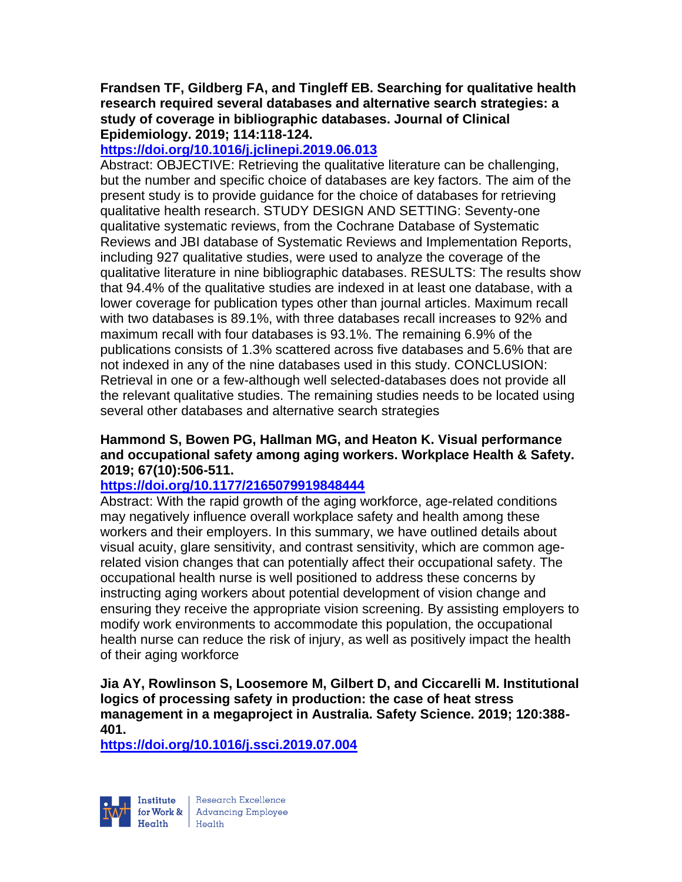**Frandsen TF, Gildberg FA, and Tingleff EB. Searching for qualitative health research required several databases and alternative search strategies: a study of coverage in bibliographic databases. Journal of Clinical Epidemiology. 2019; 114:118-124.**

**https://doi.org/10.1016/j.jclinepi.2019.06.013**

Abstract: OBJECTIVE: Retrieving the qualitative literature can be challenging, but the number and specific choice of databases are key factors. The aim of the present study is to provide guidance for the choice of databases for retrieving qualitative health research. STUDY DESIGN AND SETTING: Seventy-one qualitative systematic reviews, from the Cochrane Database of Systematic Reviews and JBI database of Systematic Reviews and Implementation Reports, including 927 qualitative studies, were used to analyze the coverage of the qualitative literature in nine bibliographic databases. RESULTS: The results show that 94.4% of the qualitative studies are indexed in at least one database, with a lower coverage for publication types other than journal articles. Maximum recall with two databases is 89.1%, with three databases recall increases to 92% and maximum recall with four databases is 93.1%. The remaining 6.9% of the publications consists of 1.3% scattered across five databases and 5.6% that are not indexed in any of the nine databases used in this study. CONCLUSION: Retrieval in one or a few-although well selected-databases does not provide all the relevant qualitative studies. The remaining studies needs to be located using several other databases and alternative search strategies

**Hammond S, Bowen PG, Hallman MG, and Heaton K. Visual performance and occupational safety among aging workers. Workplace Health & Safety. 2019; 67(10):506-511.**

**https://doi.org/10.1177/2165079919848444**

Abstract: With the rapid growth of the aging workforce, age-related conditions may negatively influence overall workplace safety and health among these workers and their employers. In this summary, we have outlined details about visual acuity, glare sensitivity, and contrast sensitivity, which are common age-related vision changes that can potentially affect their occupational safety. The occupational health nurse is well positioned to address these concerns by instructing aging workers about potential development of vision change and ensuring they receive the appropriate vision screening. By assisting employers to modify work environments to accommodate this population, the occupational health nurse can reduce the risk of injury, as well as positively impact the health of their aging workforce

**Jia AY, Rowlinson S, Loosemore M, Gilbert D, and Ciccarelli M. Institutional logics of processing safety in production: the case of heat stress management in a megaproject in Australia. Safety Science. 2019; 120:388-401.**

**https://doi.org/10.1016/j.ssci.2019.07.004**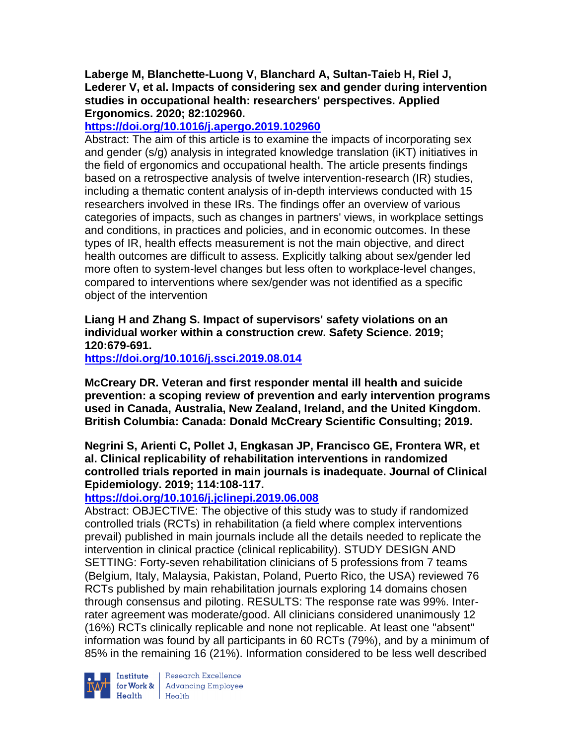**Laberge M, Blanchette-Luong V, Blanchard A, Sultan-Taieb H, Riel J, Lederer V, et al. Impacts of considering sex and gender during intervention studies in occupational health: researchers' perspectives. Applied Ergonomics. 2020; 82:102960.**

**https://doi.org/10.1016/j.apergo.2019.102960**

Abstract: The aim of this article is to examine the impacts of incorporating sex and gender (s/g) analysis in integrated knowledge translation (iKT) initiatives in the field of ergonomics and occupational health. The article presents findings based on a retrospective analysis of twelve intervention-research (IR) studies, including a thematic content analysis of in-depth interviews conducted with 15 researchers involved in these IRs. The findings offer an overview of various categories of impacts, such as changes in partners' views, in workplace settings and conditions, in practices and policies, and in economic outcomes. In these types of IR, health effects measurement is not the main objective, and direct health outcomes are difficult to assess. Explicitly talking about sex/gender led more often to system-level changes but less often to workplace-level changes, compared to interventions where sex/gender was not identified as a specific object of the intervention

**Liang H and Zhang S. Impact of supervisors' safety violations on an individual worker within a construction crew. Safety Science. 2019; 120:679-691.**

**https://doi.org/10.1016/j.ssci.2019.08.014**

**McCreary DR. Veteran and first responder mental ill health and suicide prevention: a scoping review of prevention and early intervention programs used in Canada, Australia, New Zealand, Ireland, and the United Kingdom. British Columbia: Canada: Donald McCreary Scientific Consulting; 2019.**

**Negrini S, Arienti C, Pollet J, Engkasan JP, Francisco GE, Frontera WR, et al. Clinical replicability of rehabilitation interventions in randomized controlled trials reported in main journals is inadequate. Journal of Clinical Epidemiology. 2019; 114:108-117.**

**https://doi.org/10.1016/j.jclinepi.2019.06.008**

Abstract: OBJECTIVE: The objective of this study was to study if randomized controlled trials (RCTs) in rehabilitation (a field where complex interventions prevail) published in main journals include all the details needed to replicate the intervention in clinical practice (clinical replicability). STUDY DESIGN AND SETTING: Forty-seven rehabilitation clinicians of 5 professions from 7 teams (Belgium, Italy, Malaysia, Pakistan, Poland, Puerto Rico, the USA) reviewed 76 RCTs published by main rehabilitation journals exploring 14 domains chosen through consensus and piloting. RESULTS: The response rate was 99%. Inter-rater agreement was moderate/good. All clinicians considered unanimously 12 (16%) RCTs clinically replicable and none not replicable. At least one "absent" information was found by all participants in 60 RCTs (79%), and by a minimum of 85% in the remaining 16 (21%). Information considered to be less well described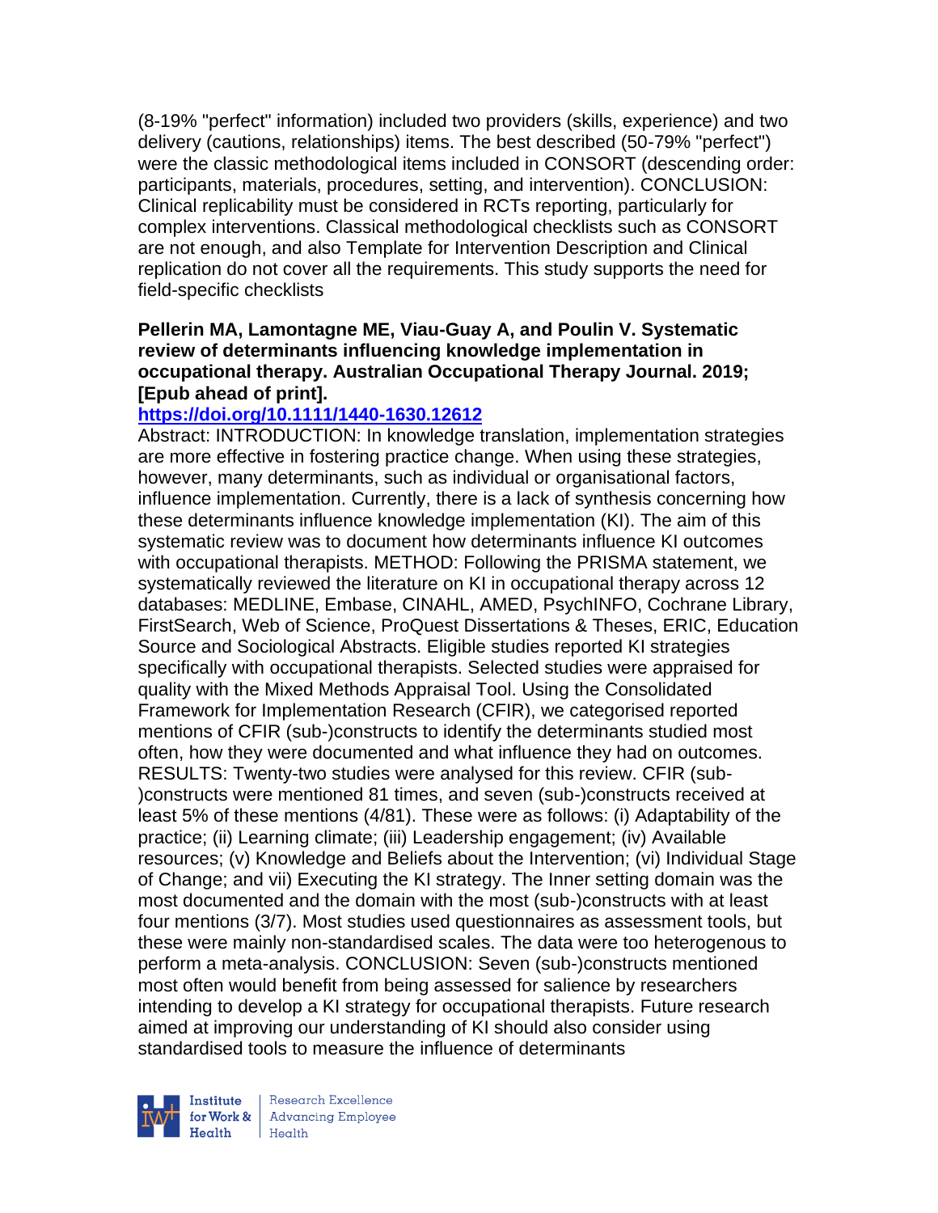(8-19% "perfect" information) included two providers (skills, experience) and two delivery (cautions, relationships) items. The best described (50-79% "perfect") were the classic methodological items included in CONSORT (descending order: participants, materials, procedures, setting, and intervention). CONCLUSION: Clinical replicability must be considered in RCTs reporting, particularly for complex interventions. Classical methodological checklists such as CONSORT are not enough, and also Template for Intervention Description and Clinical replication do not cover all the requirements. This study supports the need for field-specific checklists

**Pellerin MA, Lamontagne ME, Viau-Guay A, and Poulin V. Systematic review of determinants influencing knowledge implementation in occupational therapy. Australian Occupational Therapy Journal. 2019; [Epub ahead of print].**

**https://doi.org/10.1111/1440-1630.12612**

Abstract: INTRODUCTION: In knowledge translation, implementation strategies are more effective in fostering practice change. When using these strategies, however, many determinants, such as individual or organisational factors, influence implementation. Currently, there is a lack of synthesis concerning how these determinants influence knowledge implementation (KI). The aim of this systematic review was to document how determinants influence KI outcomes with occupational therapists. METHOD: Following the PRISMA statement, we systematically reviewed the literature on KI in occupational therapy across 12 databases: MEDLINE, Embase, CINAHL, AMED, PsychINFO, Cochrane Library, FirstSearch, Web of Science, ProQuest Dissertations & Theses, ERIC, Education Source and Sociological Abstracts. Eligible studies reported KI strategies specifically with occupational therapists. Selected studies were appraised for quality with the Mixed Methods Appraisal Tool. Using the Consolidated Framework for Implementation Research (CFIR), we categorised reported mentions of CFIR (sub-)constructs to identify the determinants studied most often, how they were documented and what influence they had on outcomes. RESULTS: Twenty-two studies were analysed for this review. CFIR (sub-)constructs were mentioned 81 times, and seven (sub-)constructs received at least 5% of these mentions (4/81). These were as follows: (i) Adaptability of the practice; (ii) Learning climate; (iii) Leadership engagement; (iv) Available resources; (v) Knowledge and Beliefs about the Intervention; (vi) Individual Stage of Change; and vii) Executing the KI strategy. The Inner setting domain was the most documented and the domain with the most (sub-)constructs with at least four mentions (3/7). Most studies used questionnaires as assessment tools, but these were mainly non-standardised scales. The data were too heterogenous to perform a meta-analysis. CONCLUSION: Seven (sub-)constructs mentioned most often would benefit from being assessed for salience by researchers intending to develop a KI strategy for occupational therapists. Future research aimed at improving our understanding of KI should also consider using standardised tools to measure the influence of determinants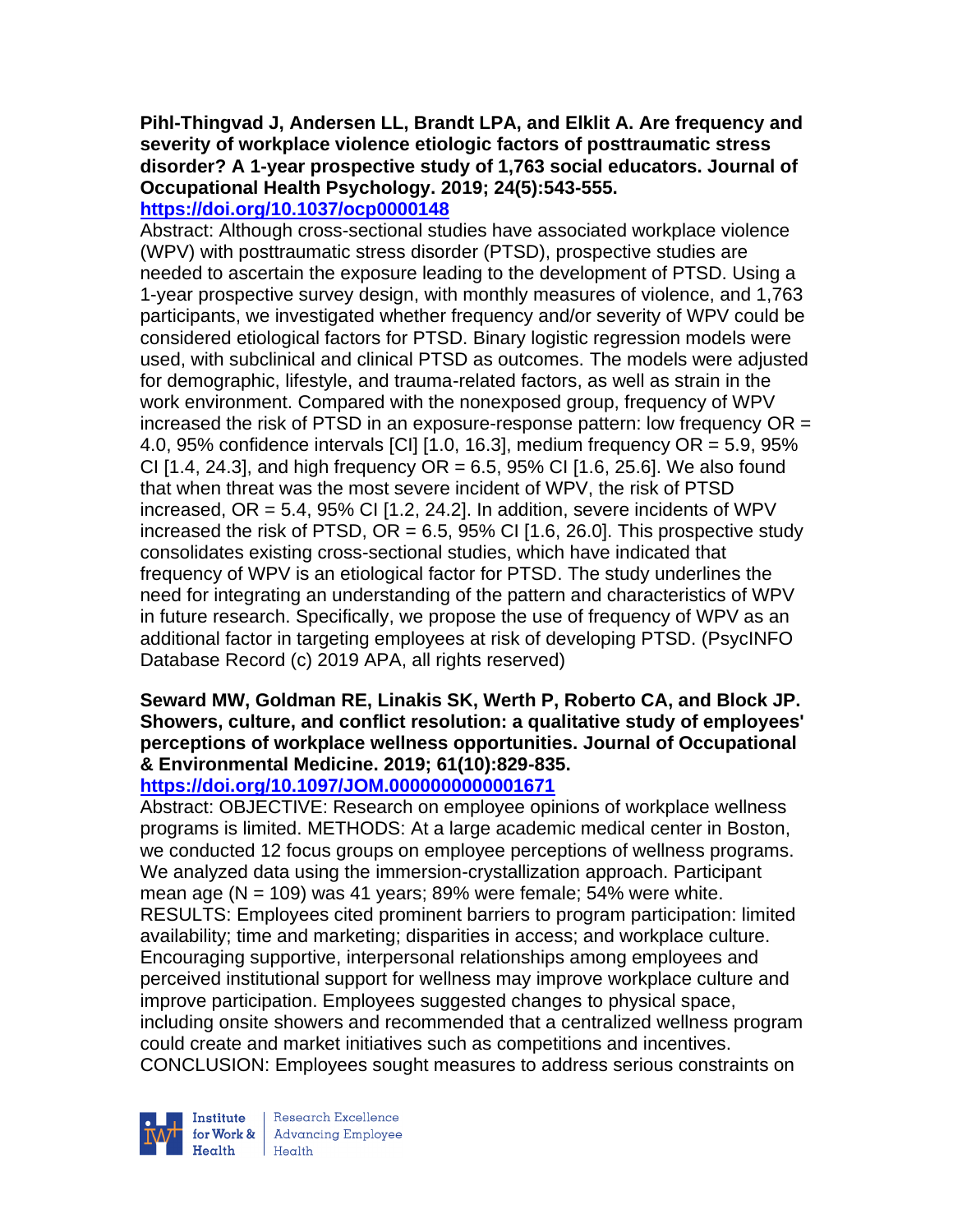**Pihl-Thingvad J, Andersen LL, Brandt LPA, and Elklit A. Are frequency and severity of workplace violence etiologic factors of posttraumatic stress disorder? A 1-year prospective study of 1,763 social educators. Journal of Occupational Health Psychology. 2019; 24(5):543-555.**
**https://doi.org/10.1037/ocp0000148**

Abstract: Although cross-sectional studies have associated workplace violence (WPV) with posttraumatic stress disorder (PTSD), prospective studies are needed to ascertain the exposure leading to the development of PTSD. Using a 1-year prospective survey design, with monthly measures of violence, and 1,763 participants, we investigated whether frequency and/or severity of WPV could be considered etiological factors for PTSD. Binary logistic regression models were used, with subclinical and clinical PTSD as outcomes. The models were adjusted for demographic, lifestyle, and trauma-related factors, as well as strain in the work environment. Compared with the nonexposed group, frequency of WPV increased the risk of PTSD in an exposure-response pattern: low frequency OR = 4.0, 95% confidence intervals [CI] [1.0, 16.3], medium frequency OR = 5.9, 95% CI [1.4, 24.3], and high frequency OR = 6.5, 95% CI [1.6, 25.6]. We also found that when threat was the most severe incident of WPV, the risk of PTSD increased, OR = 5.4, 95% CI [1.2, 24.2]. In addition, severe incidents of WPV increased the risk of PTSD, OR = 6.5, 95% CI [1.6, 26.0]. This prospective study consolidates existing cross-sectional studies, which have indicated that frequency of WPV is an etiological factor for PTSD. The study underlines the need for integrating an understanding of the pattern and characteristics of WPV in future research. Specifically, we propose the use of frequency of WPV as an additional factor in targeting employees at risk of developing PTSD. (PsycINFO Database Record (c) 2019 APA, all rights reserved)

**Seward MW, Goldman RE, Linakis SK, Werth P, Roberto CA, and Block JP. Showers, culture, and conflict resolution: a qualitative study of employees' perceptions of workplace wellness opportunities. Journal of Occupational & Environmental Medicine. 2019; 61(10):829-835.**
**https://doi.org/10.1097/JOM.0000000000001671**

Abstract: OBJECTIVE: Research on employee opinions of workplace wellness programs is limited. METHODS: At a large academic medical center in Boston, we conducted 12 focus groups on employee perceptions of wellness programs. We analyzed data using the immersion-crystallization approach. Participant mean age (N = 109) was 41 years; 89% were female; 54% were white. RESULTS: Employees cited prominent barriers to program participation: limited availability; time and marketing; disparities in access; and workplace culture. Encouraging supportive, interpersonal relationships among employees and perceived institutional support for wellness may improve workplace culture and improve participation. Employees suggested changes to physical space, including onsite showers and recommended that a centralized wellness program could create and market initiatives such as competitions and incentives. CONCLUSION: Employees sought measures to address serious constraints on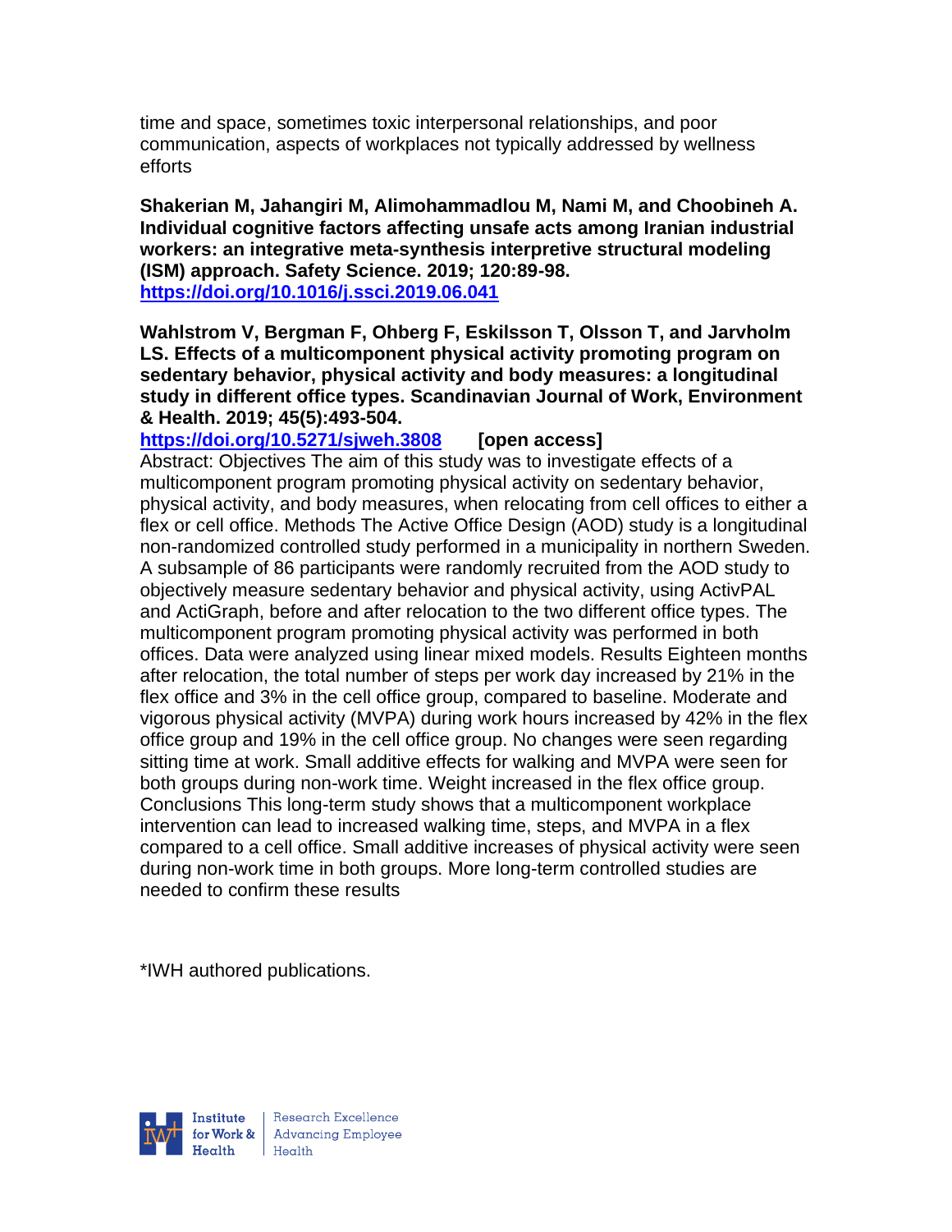time and space, sometimes toxic interpersonal relationships, and poor communication, aspects of workplaces not typically addressed by wellness efforts

**Shakerian M, Jahangiri M, Alimohammadlou M, Nami M, and Choobineh A. Individual cognitive factors affecting unsafe acts among Iranian industrial workers: an integrative meta-synthesis interpretive structural modeling (ISM) approach. Safety Science. 2019; 120:89-98.**
**https://doi.org/10.1016/j.ssci.2019.06.041**

**Wahlstrom V, Bergman F, Ohberg F, Eskilsson T, Olsson T, and Jarvholm LS. Effects of a multicomponent physical activity promoting program on sedentary behavior, physical activity and body measures: a longitudinal study in different office types. Scandinavian Journal of Work, Environment & Health. 2019; 45(5):493-504.**
**https://doi.org/10.5271/sjweh.3808** **[open access]**
Abstract: Objectives The aim of this study was to investigate effects of a multicomponent program promoting physical activity on sedentary behavior, physical activity, and body measures, when relocating from cell offices to either a flex or cell office. Methods The Active Office Design (AOD) study is a longitudinal non-randomized controlled study performed in a municipality in northern Sweden. A subsample of 86 participants were randomly recruited from the AOD study to objectively measure sedentary behavior and physical activity, using ActivPAL and ActiGraph, before and after relocation to the two different office types. The multicomponent program promoting physical activity was performed in both offices. Data were analyzed using linear mixed models. Results Eighteen months after relocation, the total number of steps per work day increased by 21% in the flex office and 3% in the cell office group, compared to baseline. Moderate and vigorous physical activity (MVPA) during work hours increased by 42% in the flex office group and 19% in the cell office group. No changes were seen regarding sitting time at work. Small additive effects for walking and MVPA were seen for both groups during non-work time. Weight increased in the flex office group. Conclusions This long-term study shows that a multicomponent workplace intervention can lead to increased walking time, steps, and MVPA in a flex compared to a cell office. Small additive increases of physical activity were seen during non-work time in both groups. More long-term controlled studies are needed to confirm these results

*IWH authored publications.